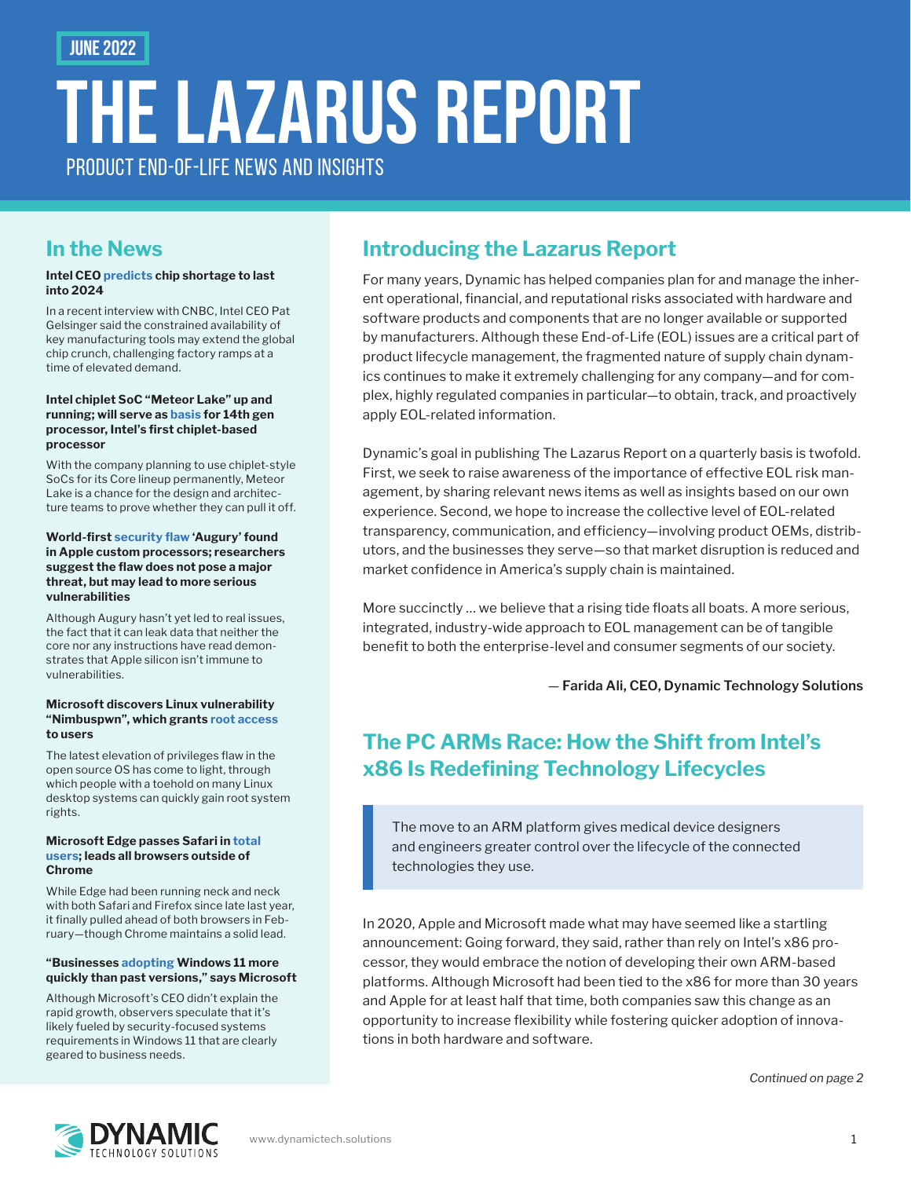JUNE 2022

# THE LAZARUS REPORT

PRODUCT END-OF-LIFE NEWS AND INSIGHTS

## Introducing the Lazarus Report

For many years, Dynamic has helped companies plan for and manage the inherent operational, financial, and reputational risks associated with hardware and software products and components that are no longer available or supported by manufacturers. Although these End-of-Life (EOL) issues are a critical part of product lifecycle management, the fragmented nature of supply chain dynamics continues to make it extremely challenging for any company—and for complex, highly regulated companies in particular—to obtain, track, and proactively apply EOL-related information.

Dynamic's goal in publishing The Lazarus Report on a quarterly basis is twofold. First, we seek to raise awareness of the importance of effective EOL risk management, by sharing relevant news items as well as insights based on our own experience. Second, we hope to increase the collective level of EOL-related transparency, communication, and efficiency—involving product OEMs, distributors, and the businesses they serve—so that market disruption is reduced and market confidence in America's supply chain is maintained.

More succinctly … we believe that a rising tide floats all boats. A more serious, integrated, industry-wide approach to EOL management can be of tangible benefit to both the enterprise-level and consumer segments of our society.

**— Farida Ali, CEO, Dynamic Technology Solutions**

## The PC ARMs Race: How the Shift from Intel's x86 Is Redefining Technology Lifecycles

> The move to an ARM platform gives medical device designers and engineers greater control over the lifecycle of the connected technologies they use.

In 2020, Apple and Microsoft made what may have seemed like a startling announcement: Going forward, they said, rather than rely on Intel's x86 processor, they would embrace the notion of developing their own ARM-based platforms. Although Microsoft had been tied to the x86 for more than 30 years and Apple for at least half that time, both companies saw this change as an opportunity to increase flexibility while fostering quicker adoption of innovations in both hardware and software.

*Continued on page 2*

## In the News

**Intel CEO predicts chip shortage to last into 2024**

In a recent interview with CNBC, Intel CEO Pat Gelsinger said the constrained availability of key manufacturing tools may extend the global chip crunch, challenging factory ramps at a time of elevated demand.

**Intel chiplet SoC "Meteor Lake" up and running; will serve as basis for 14th gen processor, Intel's first chiplet-based processor**

With the company planning to use chiplet-style SoCs for its Core lineup permanently, Meteor Lake is a chance for the design and architecture teams to prove whether they can pull it off.

**World-first security flaw 'Augury' found in Apple custom processors; researchers suggest the flaw does not pose a major threat, but may lead to more serious vulnerabilities**

Although Augury hasn't yet led to real issues, the fact that it can leak data that neither the core nor any instructions have read demonstrates that Apple silicon isn't immune to vulnerabilities.

**Microsoft discovers Linux vulnerability "Nimbuspwn", which grants root access to users**

The latest elevation of privileges flaw in the open source OS has come to light, through which people with a toehold on many Linux desktop systems can quickly gain root system rights.

**Microsoft Edge passes Safari in total users; leads all browsers outside of Chrome**

While Edge had been running neck and neck with both Safari and Firefox since late last year, it finally pulled ahead of both browsers in February—though Chrome maintains a solid lead.

**"Businesses adopting Windows 11 more quickly than past versions," says Microsoft**

Although Microsoft's CEO didn't explain the rapid growth, observers speculate that it's likely fueled by security-focused systems requirements in Windows 11 that are clearly geared to business needs.

DYNAMIC TECHNOLOGY SOLUTIONS

www.dynamictech.solutions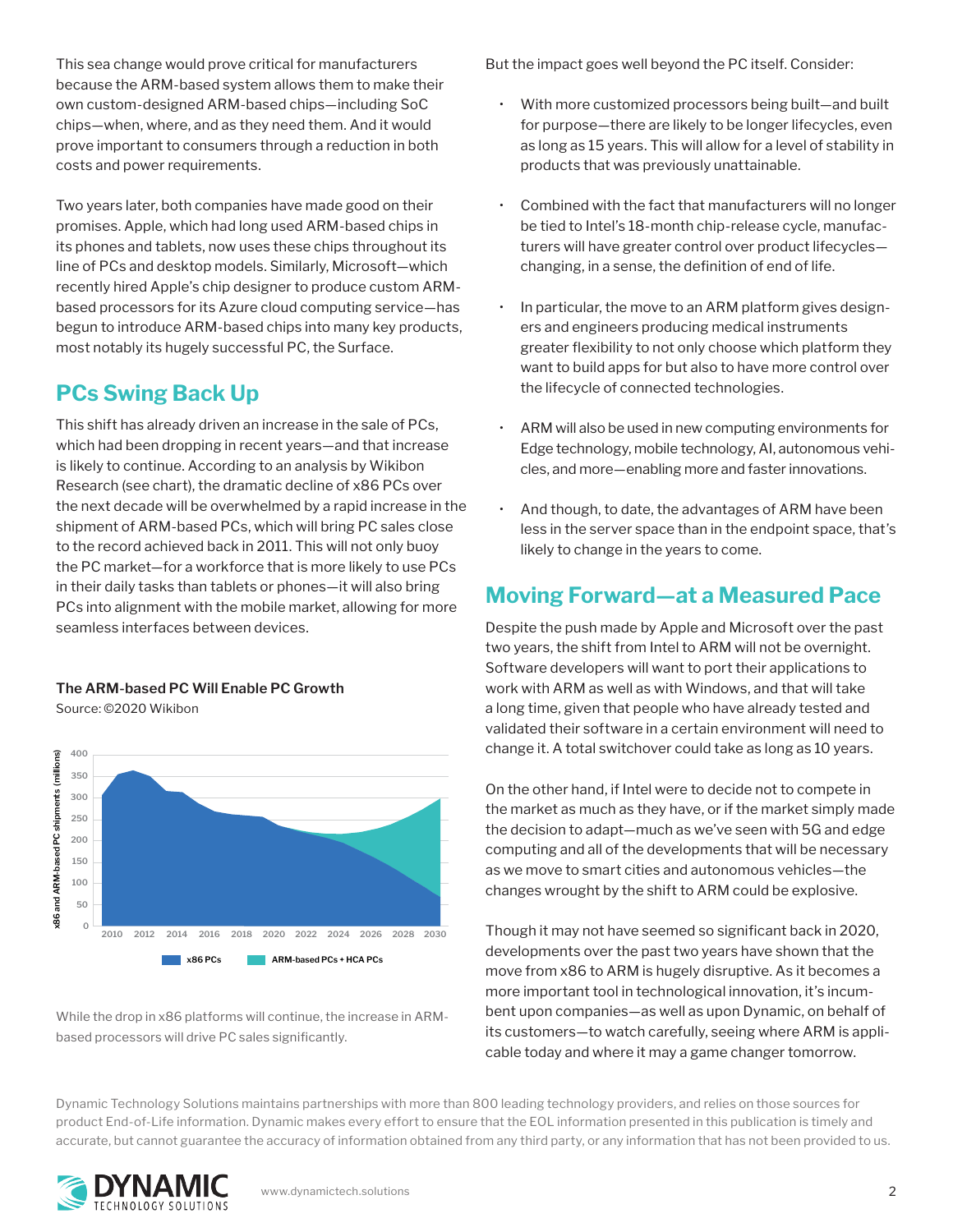This sea change would prove critical for manufacturers because the ARM-based system allows them to make their own custom-designed ARM-based chips—including SoC chips—when, where, and as they need them. And it would prove important to consumers through a reduction in both costs and power requirements.

Two years later, both companies have made good on their promises. Apple, which had long used ARM-based chips in its phones and tablets, now uses these chips throughout its line of PCs and desktop models. Similarly, Microsoft—which recently hired Apple's chip designer to produce custom ARM-based processors for its Azure cloud computing service—has begun to introduce ARM-based chips into many key products, most notably its hugely successful PC, the Surface.

## PCs Swing Back Up

This shift has already driven an increase in the sale of PCs, which had been dropping in recent years—and that increase is likely to continue. According to an analysis by Wikibon Research (see chart), the dramatic decline of x86 PCs over the next decade will be overwhelmed by a rapid increase in the shipment of ARM-based PCs, which will bring PC sales close to the record achieved back in 2011. This will not only buoy the PC market—for a workforce that is more likely to use PCs in their daily tasks than tablets or phones—it will also bring PCs into alignment with the mobile market, allowing for more seamless interfaces between devices.

**The ARM-based PC Will Enable PC Growth**

Source: ©2020 Wikibon

x86 and ARM-based PC shipments (millions)

400
350
300
250
200
150
100
50
0

2010 2012 2014 2016 2018 2020 2022 2024 2026 2028 2030

x86 PCs
ARM-based PCs + HCA PCs

While the drop in x86 platforms will continue, the increase in ARM-based processors will drive PC sales significantly.

But the impact goes well beyond the PC itself. Consider:

- With more customized processors being built—and built for purpose—there are likely to be longer lifecycles, even as long as 15 years. This will allow for a level of stability in products that was previously unattainable.
- Combined with the fact that manufacturers will no longer be tied to Intel's 18-month chip-release cycle, manufacturers will have greater control over product lifecycles—changing, in a sense, the definition of end of life.
- In particular, the move to an ARM platform gives designers and engineers producing medical instruments greater flexibility to not only choose which platform they want to build apps for but also to have more control over the lifecycle of connected technologies.
- ARM will also be used in new computing environments for Edge technology, mobile technology, AI, autonomous vehicles, and more—enabling more and faster innovations.
- And though, to date, the advantages of ARM have been less in the server space than in the endpoint space, that's likely to change in the years to come.

## Moving Forward—at a Measured Pace

Despite the push made by Apple and Microsoft over the past two years, the shift from Intel to ARM will not be overnight. Software developers will want to port their applications to work with ARM as well as with Windows, and that will take a long time, given that people who have already tested and validated their software in a certain environment will need to change it. A total switchover could take as long as 10 years.

On the other hand, if Intel were to decide not to compete in the market as much as they have, or if the market simply made the decision to adapt—much as we've seen with 5G and edge computing and all of the developments that will be necessary as we move to smart cities and autonomous vehicles—the changes wrought by the shift to ARM could be explosive.

Though it may not have seemed so significant back in 2020, developments over the past two years have shown that the move from x86 to ARM is hugely disruptive. As it becomes a more important tool in technological innovation, it's incumbent upon companies—as well as upon Dynamic, on behalf of its customers—to watch carefully, seeing where ARM is applicable today and where it may a game changer tomorrow.

Dynamic Technology Solutions maintains partnerships with more than 800 leading technology providers, and relies on those sources for product End-of-Life information. Dynamic makes every effort to ensure that the EOL information presented in this publication is timely and accurate, but cannot guarantee the accuracy of information obtained from any third party, or any information that has not been provided to us.

DYNAMIC TECHNOLOGY SOLUTIONS

www.dynamictech.solutions